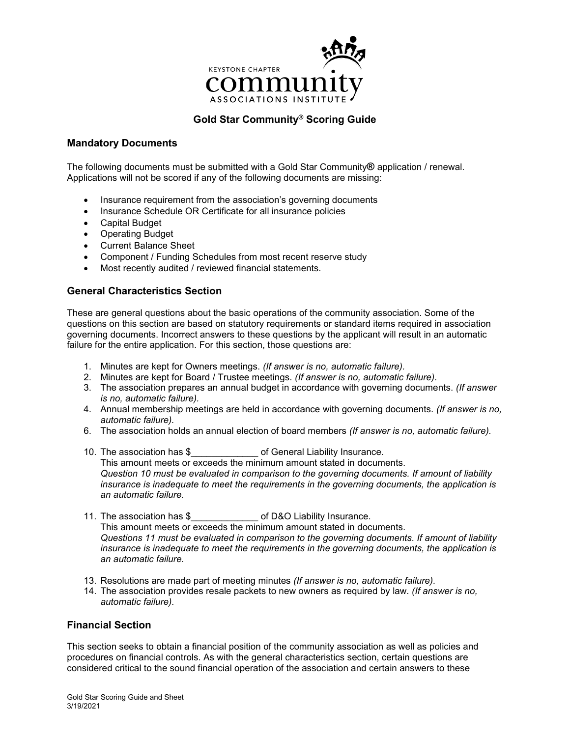KEYSTONE CHAPTER
community
ASSOCIATIONS INSTITUTE

# Gold Star Community® Scoring Guide

## Mandatory Documents

The following documents must be submitted with a Gold Star Community® application / renewal. Applications will not be scored if any of the following documents are missing:

- Insurance requirement from the association's governing documents
- Insurance Schedule OR Certificate for all insurance policies
- Capital Budget
- Operating Budget
- Current Balance Sheet
- Component / Funding Schedules from most recent reserve study
- Most recently audited / reviewed financial statements.

## General Characteristics Section

These are general questions about the basic operations of the community association. Some of the questions on this section are based on statutory requirements or standard items required in association governing documents. Incorrect answers to these questions by the applicant will result in an automatic failure for the entire application. For this section, those questions are:

1. Minutes are kept for Owners meetings. *(If answer is no, automatic failure).*
2. Minutes are kept for Board / Trustee meetings. *(If answer is no, automatic failure).*
3. The association prepares an annual budget in accordance with governing documents. *(If answer is no, automatic failure).*
4. Annual membership meetings are held in accordance with governing documents. *(If answer is no, automatic failure).*
6. The association holds an annual election of board members *(If answer is no, automatic failure).*
10. The association has $_____________ of General Liability Insurance.
    This amount meets or exceeds the minimum amount stated in documents.
    *Question 10 must be evaluated in comparison to the governing documents. If amount of liability insurance is inadequate to meet the requirements in the governing documents, the application is an automatic failure.*
11. The association has $_____________ of D&O Liability Insurance.
    This amount meets or exceeds the minimum amount stated in documents.
    *Questions 11 must be evaluated in comparison to the governing documents. If amount of liability insurance is inadequate to meet the requirements in the governing documents, the application is an automatic failure.*
13. Resolutions are made part of meeting minutes *(If answer is no, automatic failure).*
14. The association provides resale packets to new owners as required by law. *(If answer is no, automatic failure).*

## Financial Section

This section seeks to obtain a financial position of the community association as well as policies and procedures on financial controls. As with the general characteristics section, certain questions are considered critical to the sound financial operation of the association and certain answers to these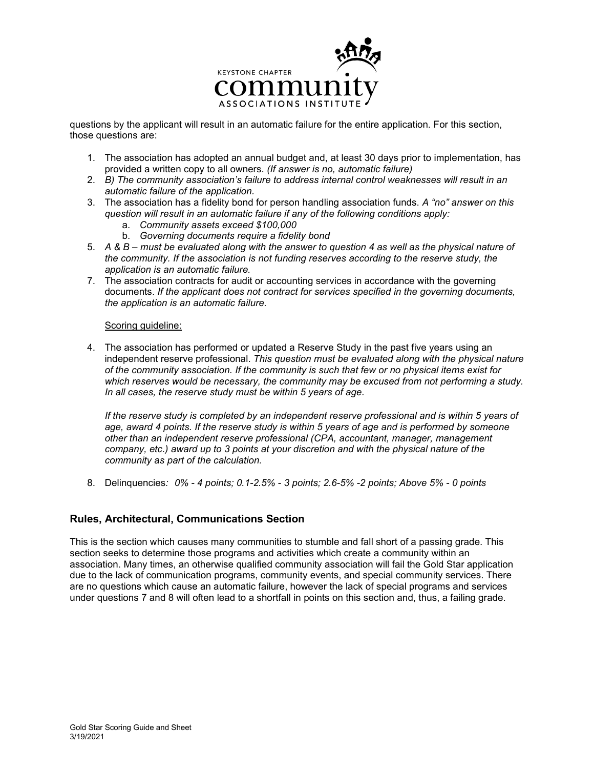questions by the applicant will result in an automatic failure for the entire application. For this section, those questions are:

1. The association has adopted an annual budget and, at least 30 days prior to implementation, has provided a written copy to all owners. *(If answer is no, automatic failure)*
2. *B) The community association's failure to address internal control weaknesses will result in an automatic failure of the application.*
3. The association has a fidelity bond for person handling association funds. *A "no" answer on this question will result in an automatic failure if any of the following conditions apply:*
   a. *Community assets exceed $100,000*
   b. *Governing documents require a fidelity bond*
5. *A & B – must be evaluated along with the answer to question 4 as well as the physical nature of the community. If the association is not funding reserves according to the reserve study, the application is an automatic failure.*
7. The association contracts for audit or accounting services in accordance with the governing documents. *If the applicant does not contract for services specified in the governing documents, the application is an automatic failure.*

Scoring guideline:

4. The association has performed or updated a Reserve Study in the past five years using an independent reserve professional. *This question must be evaluated along with the physical nature of the community association. If the community is such that few or no physical items exist for which reserves would be necessary, the community may be excused from not performing a study. In all cases, the reserve study must be within 5 years of age.*

   *If the reserve study is completed by an independent reserve professional and is within 5 years of age, award 4 points. If the reserve study is within 5 years of age and is performed by someone other than an independent reserve professional (CPA, accountant, manager, management company, etc.) award up to 3 points at your discretion and with the physical nature of the community as part of the calculation.*

8. Delinquencies*: 0% - 4 points; 0.1-2.5% - 3 points; 2.6-5% -2 points; Above 5% - 0 points*

## Rules, Architectural, Communications Section

This is the section which causes many communities to stumble and fall short of a passing grade. This section seeks to determine those programs and activities which create a community within an association. Many times, an otherwise qualified community association will fail the Gold Star application due to the lack of communication programs, community events, and special community services. There are no questions which cause an automatic failure, however the lack of special programs and services under questions 7 and 8 will often lead to a shortfall in points on this section and, thus, a failing grade.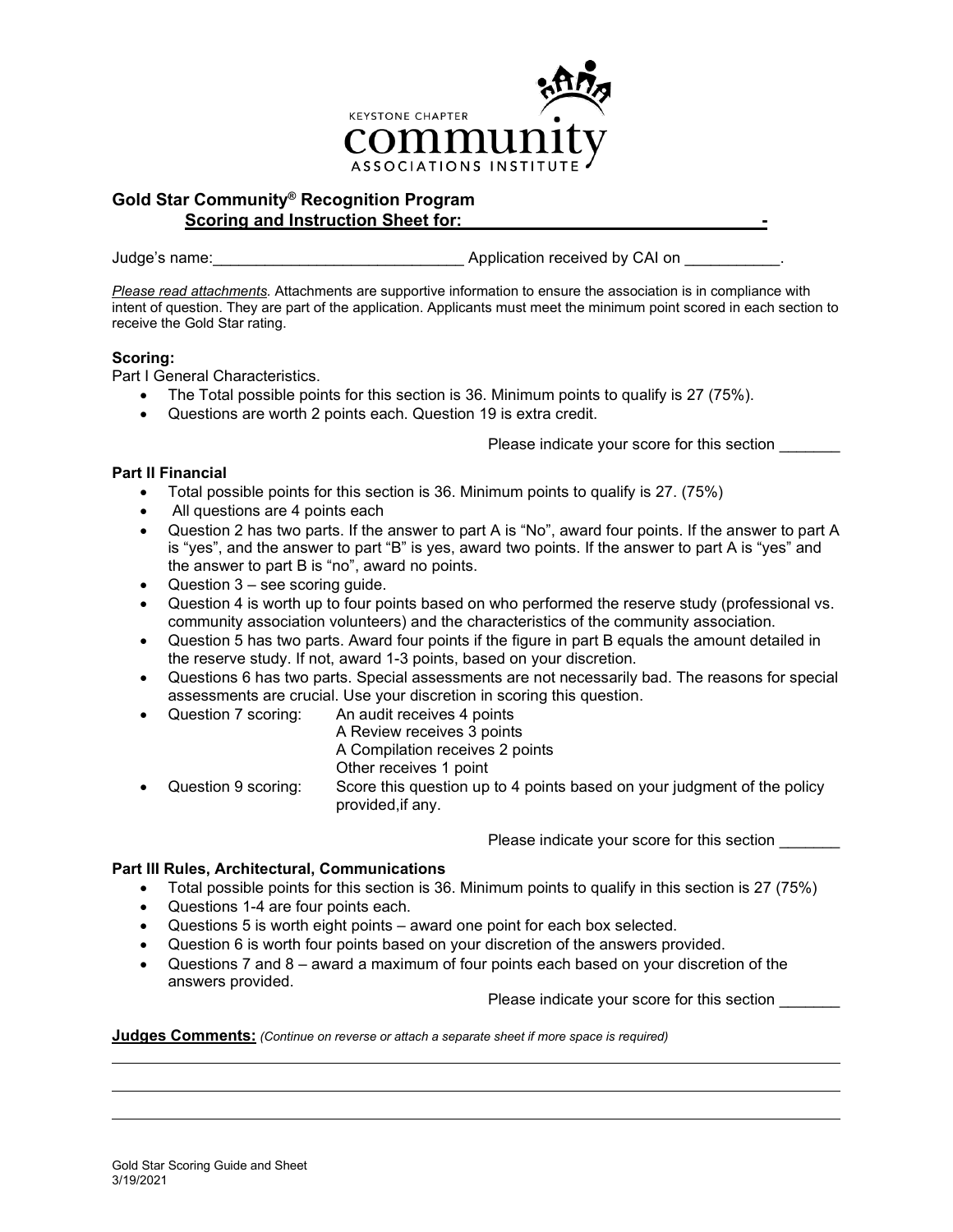KEYSTONE CHAPTER
community
ASSOCIATIONS INSTITUTE

## Gold Star Community® Recognition Program
**Scoring and Instruction Sheet for: ______________________________-**

Judge's name:_____________________________ Application received by CAI on ___________.

*Please read attachments.* Attachments are supportive information to ensure the association is in compliance with intent of question. They are part of the application. Applicants must meet the minimum point scored in each section to receive the Gold Star rating.

**Scoring:**

Part I General Characteristics.

- The Total possible points for this section is 36. Minimum points to qualify is 27 (75%).
- Questions are worth 2 points each. Question 19 is extra credit.

Please indicate your score for this section _______

**Part II Financial**

- Total possible points for this section is 36. Minimum points to qualify is 27. (75%)
- All questions are 4 points each
- Question 2 has two parts. If the answer to part A is "No", award four points. If the answer to part A is "yes", and the answer to part "B" is yes, award two points. If the answer to part A is "yes" and the answer to part B is "no", award no points.
- Question 3 – see scoring guide.
- Question 4 is worth up to four points based on who performed the reserve study (professional vs. community association volunteers) and the characteristics of the community association.
- Question 5 has two parts. Award four points if the figure in part B equals the amount detailed in the reserve study. If not, award 1-3 points, based on your discretion.
- Questions 6 has two parts. Special assessments are not necessarily bad. The reasons for special assessments are crucial. Use your discretion in scoring this question.
- Question 7 scoring: An audit receives 4 points
  A Review receives 3 points
  A Compilation receives 2 points
  Other receives 1 point
- Question 9 scoring: Score this question up to 4 points based on your judgment of the policy provided,if any.

Please indicate your score for this section _______

**Part III Rules, Architectural, Communications**

- Total possible points for this section is 36. Minimum points to qualify in this section is 27 (75%)
- Questions 1-4 are four points each.
- Questions 5 is worth eight points – award one point for each box selected.
- Question 6 is worth four points based on your discretion of the answers provided.
- Questions 7 and 8 – award a maximum of four points each based on your discretion of the answers provided.

Please indicate your score for this section _______

**Judges Comments:** *(Continue on reverse or attach a separate sheet if more space is required)*

Gold Star Scoring Guide and Sheet
3/19/2021